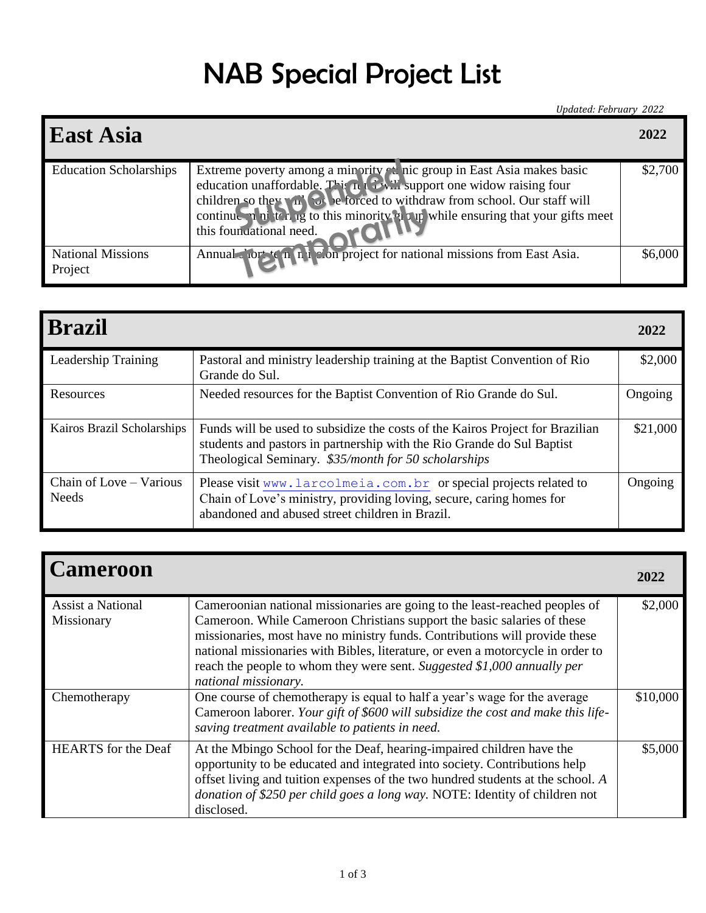# NAB Special Project List

*Updated: February 2022*

| East Asia | | 2022 |
|---|---|---|
| Education Scholarships | Extreme poverty among a minority ethnic group in East Asia makes basic education unaffordable. This fund will support one widow raising four children so they will not be forced to withdraw from school. Our staff will continue ministering to this minority group while ensuring that your gifts meet this foundational need. | $2,700 |
| National Missions Project | Annual effort for mission project for national missions from East Asia. | $6,000 |

*Suspended Temporarily*

| Brazil | | 2022 |
|---|---|---|
| Leadership Training | Pastoral and ministry leadership training at the Baptist Convention of Rio Grande do Sul. | $2,000 |
| Resources | Needed resources for the Baptist Convention of Rio Grande do Sul. | Ongoing |
| Kairos Brazil Scholarships | Funds will be used to subsidize the costs of the Kairos Project for Brazilian students and pastors in partnership with the Rio Grande do Sul Baptist Theological Seminary. *$35/month for 50 scholarships* | $21,000 |
| Chain of Love – Various Needs | Please visit www.larcolmeia.com.br or special projects related to Chain of Love's ministry, providing loving, secure, caring homes for abandoned and abused street children in Brazil. | Ongoing |

| Cameroon | | 2022 |
|---|---|---|
| Assist a National Missionary | Cameroonian national missionaries are going to the least-reached peoples of Cameroon. While Cameroon Christians support the basic salaries of these missionaries, most have no ministry funds. Contributions will provide these national missionaries with Bibles, literature, or even a motorcycle in order to reach the people to whom they were sent. *Suggested $1,000 annually per national missionary.* | $2,000 |
| Chemotherapy | One course of chemotherapy is equal to half a year's wage for the average Cameroon laborer. *Your gift of $600 will subsidize the cost and make this life-saving treatment available to patients in need.* | $10,000 |
| HEARTS for the Deaf | At the Mbingo School for the Deaf, hearing-impaired children have the opportunity to be educated and integrated into society. Contributions help offset living and tuition expenses of the two hundred students at the school. *A donation of $250 per child goes a long way.* NOTE: Identity of children not disclosed. | $5,000 |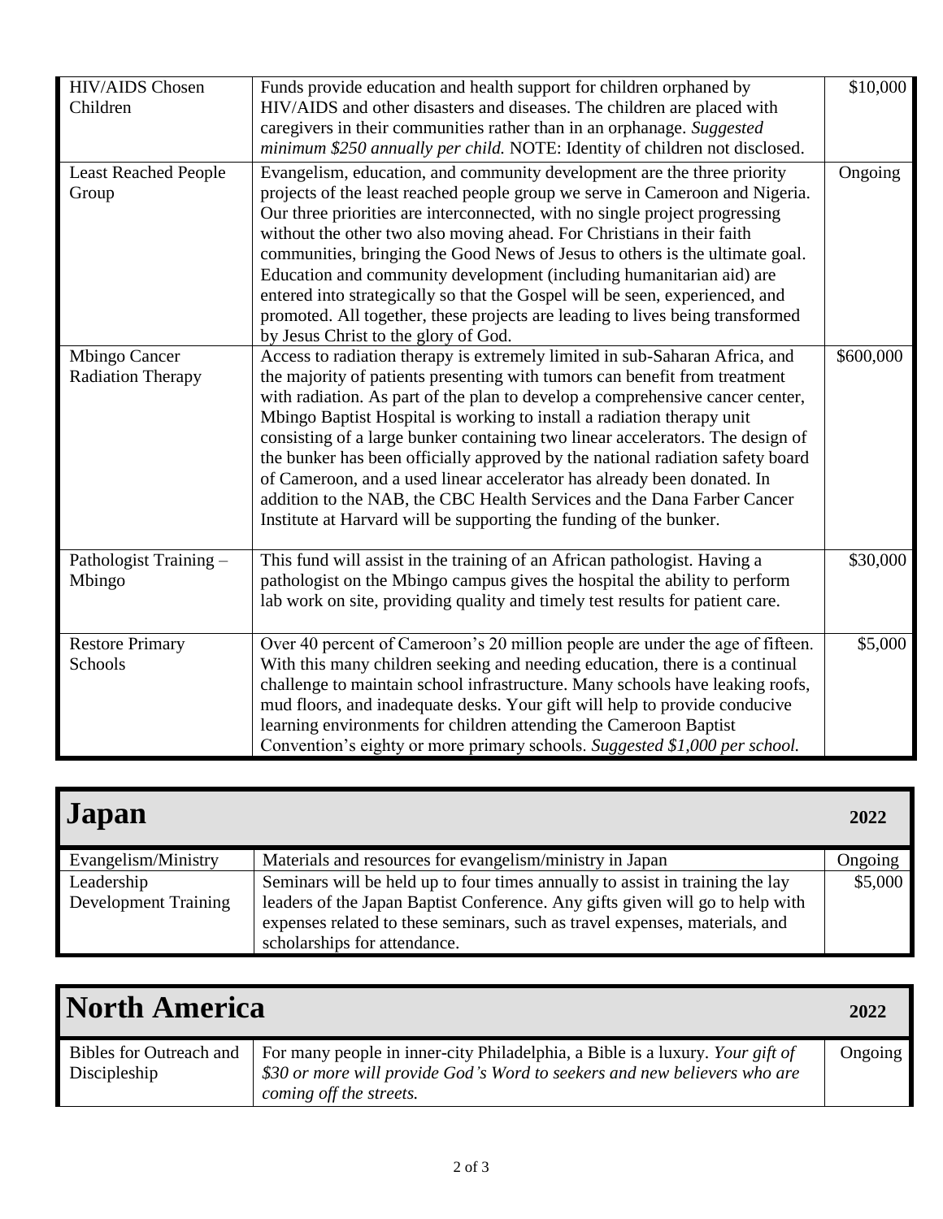| | | |
|---|---|---|
| HIV/AIDS Chosen Children | Funds provide education and health support for children orphaned by HIV/AIDS and other disasters and diseases. The children are placed with caregivers in their communities rather than in an orphanage. *Suggested minimum $250 annually per child.* NOTE: Identity of children not disclosed. | $10,000 |
| Least Reached People Group | Evangelism, education, and community development are the three priority projects of the least reached people group we serve in Cameroon and Nigeria. Our three priorities are interconnected, with no single project progressing without the other two also moving ahead. For Christians in their faith communities, bringing the Good News of Jesus to others is the ultimate goal. Education and community development (including humanitarian aid) are entered into strategically so that the Gospel will be seen, experienced, and promoted. All together, these projects are leading to lives being transformed by Jesus Christ to the glory of God. | Ongoing |
| Mbingo Cancer Radiation Therapy | Access to radiation therapy is extremely limited in sub-Saharan Africa, and the majority of patients presenting with tumors can benefit from treatment with radiation. As part of the plan to develop a comprehensive cancer center, Mbingo Baptist Hospital is working to install a radiation therapy unit consisting of a large bunker containing two linear accelerators. The design of the bunker has been officially approved by the national radiation safety board of Cameroon, and a used linear accelerator has already been donated. In addition to the NAB, the CBC Health Services and the Dana Farber Cancer Institute at Harvard will be supporting the funding of the bunker. | $600,000 |
| Pathologist Training – Mbingo | This fund will assist in the training of an African pathologist. Having a pathologist on the Mbingo campus gives the hospital the ability to perform lab work on site, providing quality and timely test results for patient care. | $30,000 |
| Restore Primary Schools | Over 40 percent of Cameroon's 20 million people are under the age of fifteen. With this many children seeking and needing education, there is a continual challenge to maintain school infrastructure. Many schools have leaking roofs, mud floors, and inadequate desks. Your gift will help to provide conducive learning environments for children attending the Cameroon Baptist Convention's eighty or more primary schools. *Suggested $1,000 per school.* | $5,000 |

## Japan

| | | 2022 |
|---|---|---|
| Evangelism/Ministry | Materials and resources for evangelism/ministry in Japan | Ongoing |
| Leadership Development Training | Seminars will be held up to four times annually to assist in training the lay leaders of the Japan Baptist Conference. Any gifts given will go to help with expenses related to these seminars, such as travel expenses, materials, and scholarships for attendance. | $5,000 |

## North America

| | | 2022 |
|---|---|---|
| Bibles for Outreach and Discipleship | For many people in inner-city Philadelphia, a Bible is a luxury. *Your gift of $30 or more will provide God's Word to seekers and new believers who are coming off the streets.* | Ongoing |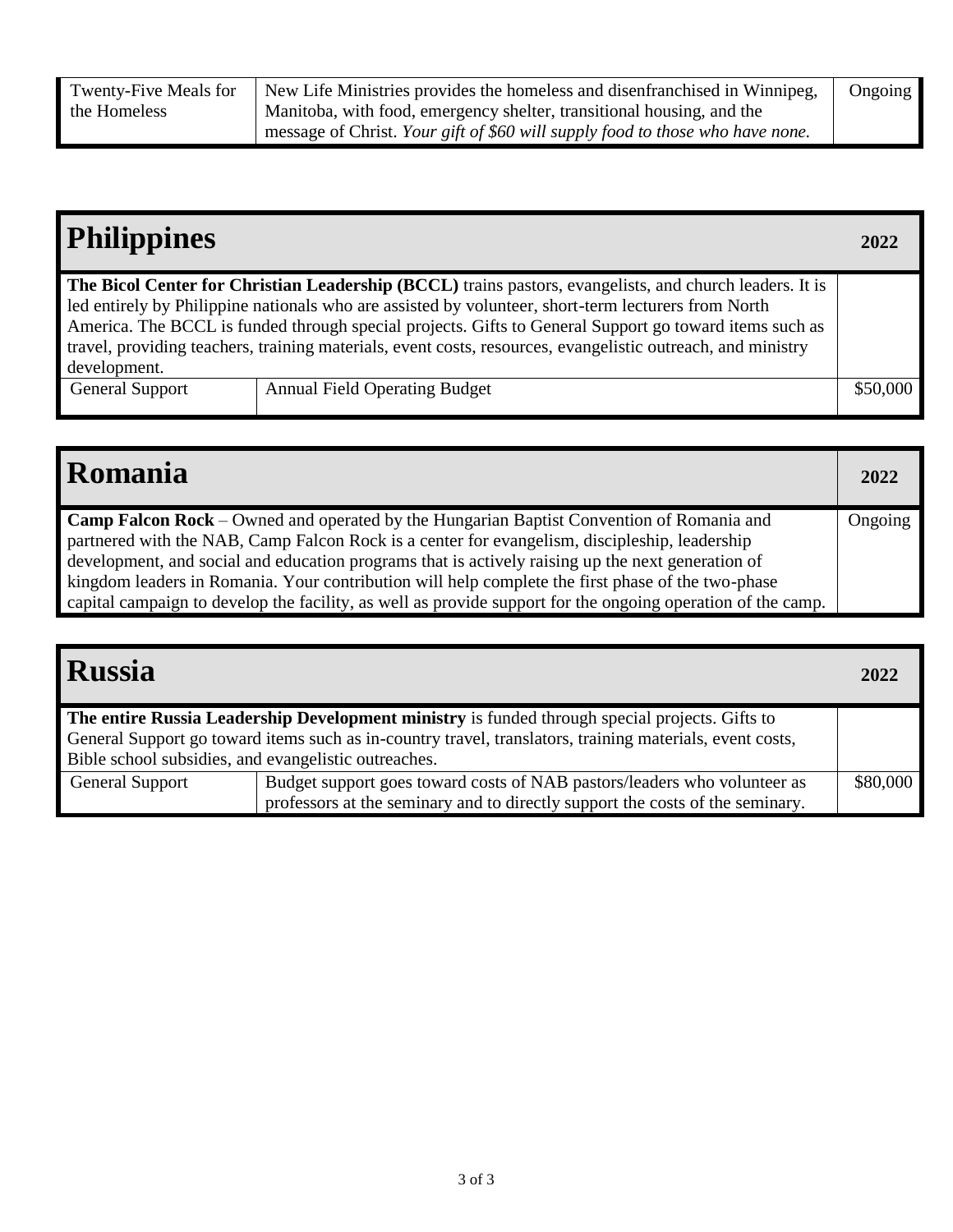| | | |
|---|---|---|
| Twenty-Five Meals for the Homeless | New Life Ministries provides the homeless and disenfranchised in Winnipeg, Manitoba, with food, emergency shelter, transitional housing, and the message of Christ. *Your gift of $60 will supply food to those who have none.* | Ongoing |

| **Philippines** | | **2022** |
|---|---|---|
| **The Bicol Center for Christian Leadership (BCCL)** trains pastors, evangelists, and church leaders. It is led entirely by Philippine nationals who are assisted by volunteer, short-term lecturers from North America. The BCCL is funded through special projects. Gifts to General Support go toward items such as travel, providing teachers, training materials, event costs, resources, evangelistic outreach, and ministry development. | | |
| General Support | Annual Field Operating Budget | $50,000 |

| **Romania** | **2022** |
|---|---|
| **Camp Falcon Rock** – Owned and operated by the Hungarian Baptist Convention of Romania and partnered with the NAB, Camp Falcon Rock is a center for evangelism, discipleship, leadership development, and social and education programs that is actively raising up the next generation of kingdom leaders in Romania. Your contribution will help complete the first phase of the two-phase capital campaign to develop the facility, as well as provide support for the ongoing operation of the camp. | Ongoing |

| **Russia** | | **2022** |
|---|---|---|
| **The entire Russia Leadership Development ministry** is funded through special projects. Gifts to General Support go toward items such as in-country travel, translators, training materials, event costs, Bible school subsidies, and evangelistic outreaches. | | |
| General Support | Budget support goes toward costs of NAB pastors/leaders who volunteer as professors at the seminary and to directly support the costs of the seminary. | $80,000 |